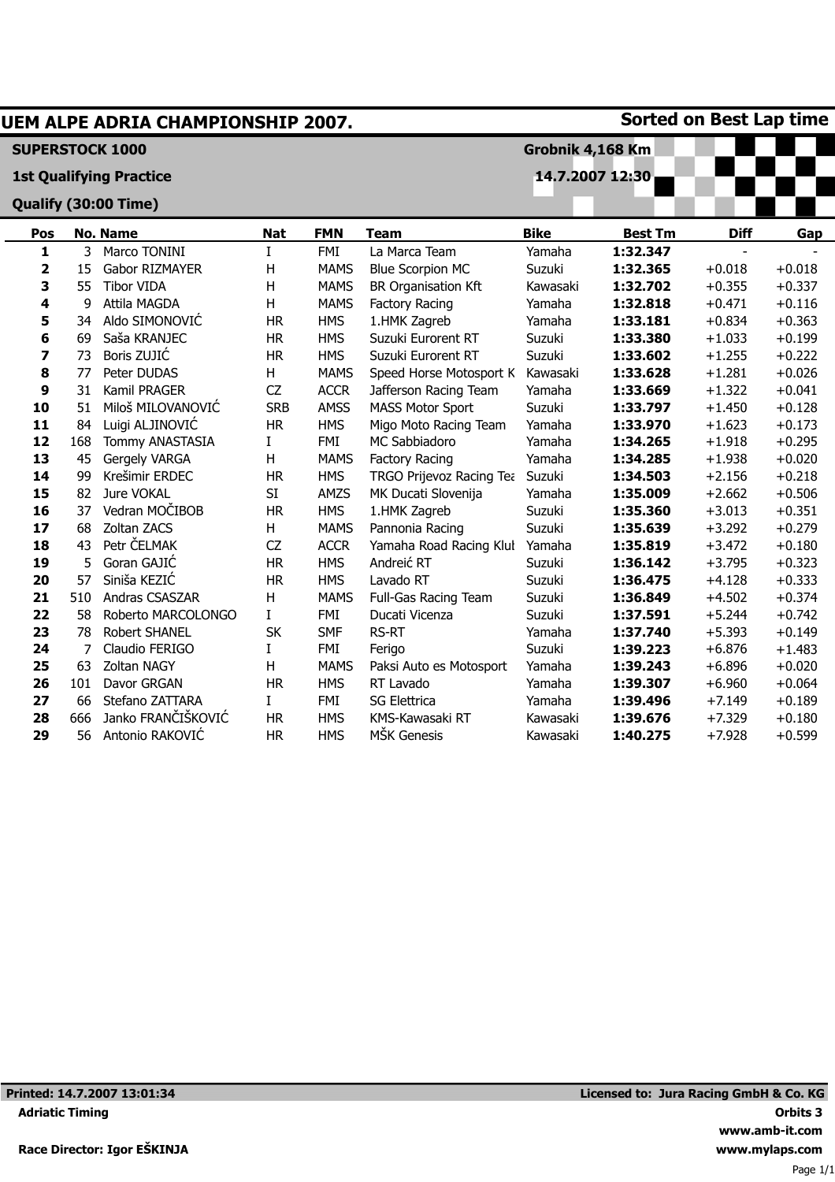# UEM ALPE ADRIA CHAMPIONSHIP 2007.

**Sorted on Best Lap time**

**SUPERSTOCK 1000**

**1st Qualifying Practice**

**Qualify (30:00 Time)**

**Grobnik 4,168 Km**

**14.7.2007 12:30**

| Pos | No. | Name | Nat | FMN | Team | Bike | Best Tm | Diff | Gap |
|---|---|---|---|---|---|---|---|---|---|
| 1 | 3 | Marco TONINI | I | FMI | La Marca Team | Yamaha | 1:32.347 | - | - |
| 2 | 15 | Gabor RIZMAYER | H | MAMS | Blue Scorpion MC | Suzuki | 1:32.365 | +0.018 | +0.018 |
| 3 | 55 | Tibor VIDA | H | MAMS | BR Organisation Kft | Kawasaki | 1:32.702 | +0.355 | +0.337 |
| 4 | 9 | Attila MAGDA | H | MAMS | Factory Racing | Yamaha | 1:32.818 | +0.471 | +0.116 |
| 5 | 34 | Aldo SIMONOVIĆ | HR | HMS | 1.HMK Zagreb | Yamaha | 1:33.181 | +0.834 | +0.363 |
| 6 | 69 | Saša KRANJEC | HR | HMS | Suzuki Eurorent RT | Suzuki | 1:33.380 | +1.033 | +0.199 |
| 7 | 73 | Boris ZUJIĆ | HR | HMS | Suzuki Eurorent RT | Suzuki | 1:33.602 | +1.255 | +0.222 |
| 8 | 77 | Peter DUDAS | H | MAMS | Speed Horse Motosport K | Kawasaki | 1:33.628 | +1.281 | +0.026 |
| 9 | 31 | Kamil PRAGER | CZ | ACCR | Jafferson Racing Team | Yamaha | 1:33.669 | +1.322 | +0.041 |
| 10 | 51 | Miloš MILOVANOVIĆ | SRB | AMSS | MASS Motor Sport | Suzuki | 1:33.797 | +1.450 | +0.128 |
| 11 | 84 | Luigi ALJINOVIĆ | HR | HMS | Migo Moto Racing Team | Yamaha | 1:33.970 | +1.623 | +0.173 |
| 12 | 168 | Tommy ANASTASIA | I | FMI | MC Sabbiadoro | Yamaha | 1:34.265 | +1.918 | +0.295 |
| 13 | 45 | Gergely VARGA | H | MAMS | Factory Racing | Yamaha | 1:34.285 | +1.938 | +0.020 |
| 14 | 99 | Krešimir ERDEC | HR | HMS | TRGO Prijevoz Racing Tea | Suzuki | 1:34.503 | +2.156 | +0.218 |
| 15 | 82 | Jure VOKAL | SI | AMZS | MK Ducati Slovenija | Yamaha | 1:35.009 | +2.662 | +0.506 |
| 16 | 37 | Vedran MOČIBOB | HR | HMS | 1.HMK Zagreb | Suzuki | 1:35.360 | +3.013 | +0.351 |
| 17 | 68 | Zoltan ZACS | H | MAMS | Pannonia Racing | Suzuki | 1:35.639 | +3.292 | +0.279 |
| 18 | 43 | Petr ČELMAK | CZ | ACCR | Yamaha Road Racing Klul | Yamaha | 1:35.819 | +3.472 | +0.180 |
| 19 | 5 | Goran GAJIĆ | HR | HMS | Andreić RT | Suzuki | 1:36.142 | +3.795 | +0.323 |
| 20 | 57 | Siniša KEZIĆ | HR | HMS | Lavado RT | Suzuki | 1:36.475 | +4.128 | +0.333 |
| 21 | 510 | Andras CSASZAR | H | MAMS | Full-Gas Racing Team | Suzuki | 1:36.849 | +4.502 | +0.374 |
| 22 | 58 | Roberto MARCOLONGO | I | FMI | Ducati Vicenza | Suzuki | 1:37.591 | +5.244 | +0.742 |
| 23 | 78 | Robert SHANEL | SK | SMF | RS-RT | Yamaha | 1:37.740 | +5.393 | +0.149 |
| 24 | 7 | Claudio FERIGO | I | FMI | Ferigo | Suzuki | 1:39.223 | +6.876 | +1.483 |
| 25 | 63 | Zoltan NAGY | H | MAMS | Paksi Auto es Motosport | Yamaha | 1:39.243 | +6.896 | +0.020 |
| 26 | 101 | Davor GRGAN | HR | HMS | RT Lavado | Yamaha | 1:39.307 | +6.960 | +0.064 |
| 27 | 66 | Stefano ZATTARA | I | FMI | SG Elettrica | Yamaha | 1:39.496 | +7.149 | +0.189 |
| 28 | 666 | Janko FRANČIŠKOVIĆ | HR | HMS | KMS-Kawasaki RT | Kawasaki | 1:39.676 | +7.329 | +0.180 |
| 29 | 56 | Antonio RAKOVIĆ | HR | HMS | MŠK Genesis | Kawasaki | 1:40.275 | +7.928 | +0.599 |

**Printed: 14.7.2007 13:01:34**

**Adriatic Timing**

**Race Director: Igor EŠKINJA**

**Licensed to: Jura Racing GmbH & Co. KG**

**Orbits 3**

**www.amb-it.com**

**www.mylaps.com**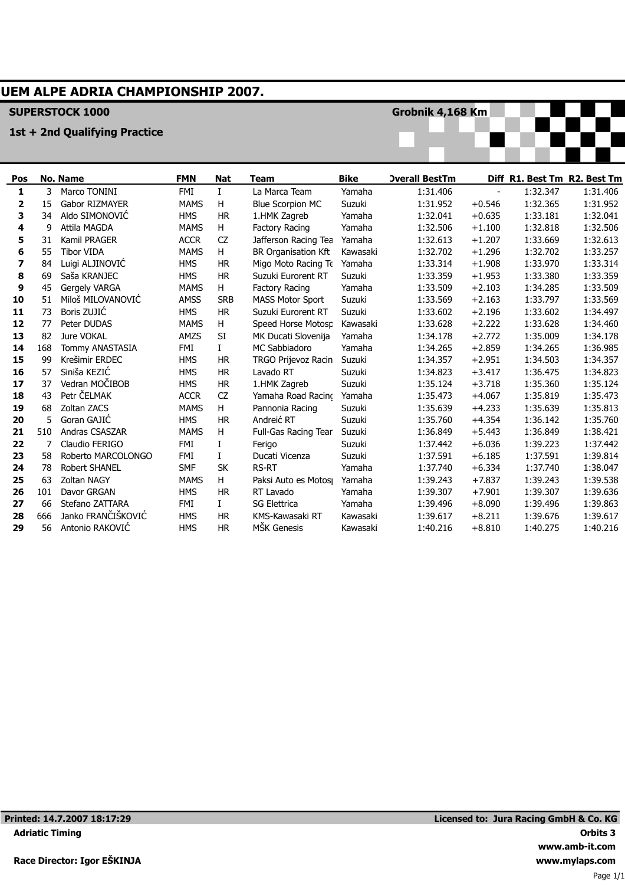# UEM ALPE ADRIA CHAMPIONSHIP 2007.

**SUPERSTOCK 1000** — **Grobnik 4,168 Km**

**1st + 2nd Qualifying Practice**

| Pos | No. | Name | FMN | Nat | Team | Bike | Overall BestTm | Diff | R1. Best Tm | R2. Best Tm |
|---|---|---|---|---|---|---|---|---|---|---|
| 1 | 3 | Marco TONINI | FMI | I | La Marca Team | Yamaha | 1:31.406 | - | 1:32.347 | 1:31.406 |
| 2 | 15 | Gabor RIZMAYER | MAMS | H | Blue Scorpion MC | Suzuki | 1:31.952 | +0.546 | 1:32.365 | 1:31.952 |
| 3 | 34 | Aldo SIMONOVIĆ | HMS | HR | 1.HMK Zagreb | Yamaha | 1:32.041 | +0.635 | 1:33.181 | 1:32.041 |
| 4 | 9 | Attila MAGDA | MAMS | H | Factory Racing | Yamaha | 1:32.506 | +1.100 | 1:32.818 | 1:32.506 |
| 5 | 31 | Kamil PRAGER | ACCR | CZ | Jafferson Racing Tea | Yamaha | 1:32.613 | +1.207 | 1:33.669 | 1:32.613 |
| 6 | 55 | Tibor VIDA | MAMS | H | BR Organisation Kft | Kawasaki | 1:32.702 | +1.296 | 1:32.702 | 1:33.257 |
| 7 | 84 | Luigi ALJINOVIĆ | HMS | HR | Migo Moto Racing Te | Yamaha | 1:33.314 | +1.908 | 1:33.970 | 1:33.314 |
| 8 | 69 | Saša KRANJEC | HMS | HR | Suzuki Eurorent RT | Suzuki | 1:33.359 | +1.953 | 1:33.380 | 1:33.359 |
| 9 | 45 | Gergely VARGA | MAMS | H | Factory Racing | Yamaha | 1:33.509 | +2.103 | 1:34.285 | 1:33.509 |
| 10 | 51 | Miloš MILOVANOVIĆ | AMSS | SRB | MASS Motor Sport | Suzuki | 1:33.569 | +2.163 | 1:33.797 | 1:33.569 |
| 11 | 73 | Boris ZUJIĆ | HMS | HR | Suzuki Eurorent RT | Suzuki | 1:33.602 | +2.196 | 1:33.602 | 1:34.497 |
| 12 | 77 | Peter DUDAS | MAMS | H | Speed Horse Motosp | Kawasaki | 1:33.628 | +2.222 | 1:33.628 | 1:34.460 |
| 13 | 82 | Jure VOKAL | AMZS | SI | MK Ducati Slovenija | Yamaha | 1:34.178 | +2.772 | 1:35.009 | 1:34.178 |
| 14 | 168 | Tommy ANASTASIA | FMI | I | MC Sabbiadoro | Yamaha | 1:34.265 | +2.859 | 1:34.265 | 1:36.985 |
| 15 | 99 | Krešimir ERDEC | HMS | HR | TRGO Prijevoz Racin | Suzuki | 1:34.357 | +2.951 | 1:34.503 | 1:34.357 |
| 16 | 57 | Siniša KEZIĆ | HMS | HR | Lavado RT | Suzuki | 1:34.823 | +3.417 | 1:36.475 | 1:34.823 |
| 17 | 37 | Vedran MOČIBOB | HMS | HR | 1.HMK Zagreb | Suzuki | 1:35.124 | +3.718 | 1:35.360 | 1:35.124 |
| 18 | 43 | Petr ČELMAK | ACCR | CZ | Yamaha Road Racing | Yamaha | 1:35.473 | +4.067 | 1:35.819 | 1:35.473 |
| 19 | 68 | Zoltan ZACS | MAMS | H | Pannonia Racing | Suzuki | 1:35.639 | +4.233 | 1:35.639 | 1:35.813 |
| 20 | 5 | Goran GAJIĆ | HMS | HR | Andreić RT | Suzuki | 1:35.760 | +4.354 | 1:36.142 | 1:35.760 |
| 21 | 510 | Andras CSASZAR | MAMS | H | Full-Gas Racing Tear | Suzuki | 1:36.849 | +5.443 | 1:36.849 | 1:38.421 |
| 22 | 7 | Claudio FERIGO | FMI | I | Ferigo | Suzuki | 1:37.442 | +6.036 | 1:39.223 | 1:37.442 |
| 23 | 58 | Roberto MARCOLONGO | FMI | I | Ducati Vicenza | Suzuki | 1:37.591 | +6.185 | 1:37.591 | 1:39.814 |
| 24 | 78 | Robert SHANEL | SMF | SK | RS-RT | Yamaha | 1:37.740 | +6.334 | 1:37.740 | 1:38.047 |
| 25 | 63 | Zoltan NAGY | MAMS | H | Paksi Auto es Motos | Yamaha | 1:39.243 | +7.837 | 1:39.243 | 1:39.538 |
| 26 | 101 | Davor GRGAN | HMS | HR | RT Lavado | Yamaha | 1:39.307 | +7.901 | 1:39.307 | 1:39.636 |
| 27 | 66 | Stefano ZATTARA | FMI | I | SG Elettrica | Yamaha | 1:39.496 | +8.090 | 1:39.496 | 1:39.863 |
| 28 | 666 | Janko FRANČIŠKOVIĆ | HMS | HR | KMS-Kawasaki RT | Kawasaki | 1:39.617 | +8.211 | 1:39.676 | 1:39.617 |
| 29 | 56 | Antonio RAKOVIĆ | HMS | HR | MŠK Genesis | Kawasaki | 1:40.216 | +8.810 | 1:40.275 | 1:40.216 |

**Printed: 14.7.2007 18:17:29** — **Licensed to: Jura Racing GmbH & Co. KG**

**Adriatic Timing** — **Orbits 3**

**www.amb-it.com**

**Race Director: Igor EŠKINJA** — **www.mylaps.com**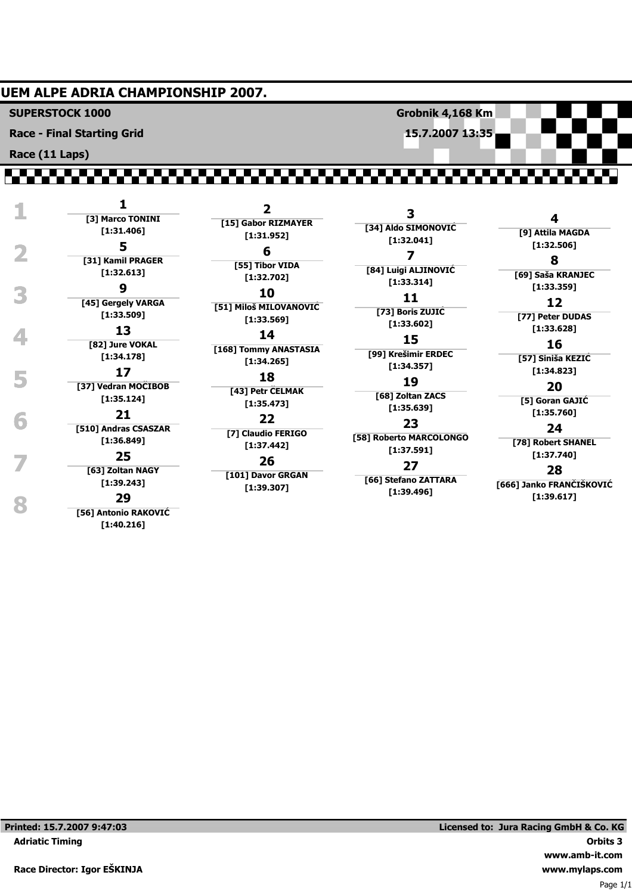# UEM ALPE ADRIA CHAMPIONSHIP 2007.

**SUPERSTOCK 1000** — **Grobnik 4,168 Km**

**Race - Final Starting Grid** — **15.7.2007 13:35**

**Race (11 Laps)**

| Row | | | | |
|---|---|---|---|---|
| 1 | **1** [3] Marco TONINI [1:31.406] | **2** [15] Gabor RIZMAYER [1:31.952] | **3** [34] Aldo SIMONOVIĆ [1:32.041] | **4** [9] Attila MAGDA [1:32.506] |
| 2 | **5** [31] Kamil PRAGER [1:32.613] | **6** [55] Tibor VIDA [1:32.702] | **7** [84] Luigi ALJINOVIĆ [1:33.314] | **8** [69] Saša KRANJEC [1:33.359] |
| 3 | **9** [45] Gergely VARGA [1:33.509] | **10** [51] Miloš MILOVANOVIĆ [1:33.569] | **11** [73] Boris ZUJIĆ [1:33.602] | **12** [77] Peter DUDAS [1:33.628] |
| 4 | **13** [82] Jure VOKAL [1:34.178] | **14** [168] Tommy ANASTASIA [1:34.265] | **15** [99] Krešimir ERDEC [1:34.357] | **16** [57] Siniša KEZIĆ [1:34.823] |
| 5 | **17** [37] Vedran MOČIBOB [1:35.124] | **18** [43] Petr ČELMAK [1:35.473] | **19** [68] Zoltan ZACS [1:35.639] | **20** [5] Goran GAJIĆ [1:35.760] |
| 6 | **21** [510] Andras CSASZAR [1:36.849] | **22** [7] Claudio FERIGO [1:37.442] | **23** [58] Roberto MARCOLONGO [1:37.591] | **24** [78] Robert SHANEL [1:37.740] |
| 7 | **25** [63] Zoltan NAGY [1:39.243] | **26** [101] Davor GRGAN [1:39.307] | **27** [66] Stefano ZATTARA [1:39.496] | **28** [666] Janko FRANČIŠKOVIĆ [1:39.617] |
| 8 | **29** [56] Antonio RAKOVIĆ [1:40.216] | | | |

Printed: 15.7.2007 9:47:03 — Licensed to: Jura Racing GmbH & Co. KG

Adriatic Timing — Orbits 3

www.amb-it.com

Race Director: Igor EŠKINJA — www.mylaps.com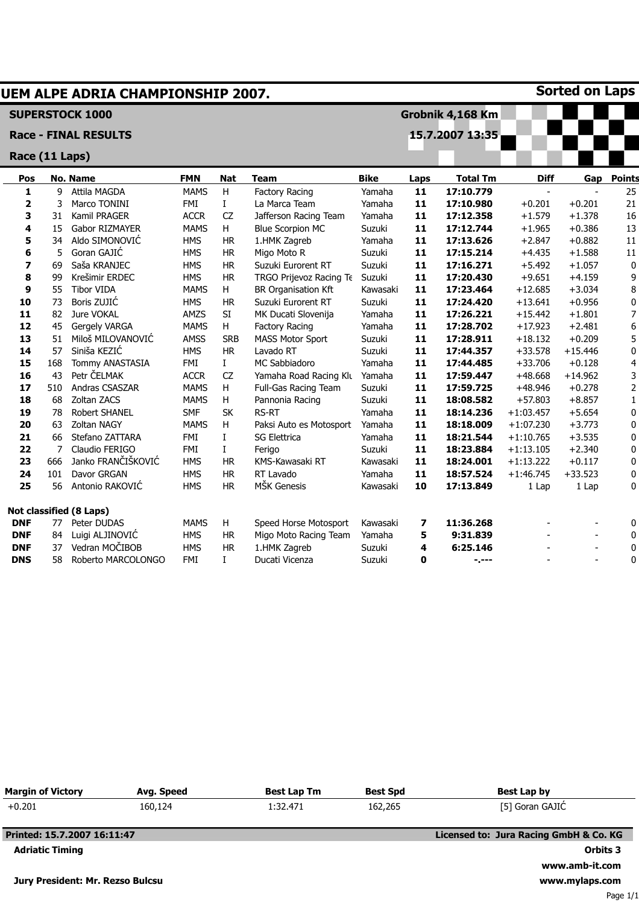# UEM ALPE ADRIA CHAMPIONSHIP 2007.

**Sorted on Laps**

**SUPERSTOCK 1000**

**Grobnik 4,168 Km**

**Race - FINAL RESULTS**

**15.7.2007 13:35**

**Race (11 Laps)**

| Pos | No. | Name | FMN | Nat | Team | Bike | Laps | Total Tm | Diff | Gap | Points |
|---|---|---|---|---|---|---|---|---|---|---|---|
| **1** | 9 | Attila MAGDA | MAMS | H | Factory Racing | Yamaha | **11** | **17:10.779** | - | - | 25 |
| **2** | 3 | Marco TONINI | FMI | I | La Marca Team | Yamaha | **11** | **17:10.980** | +0.201 | +0.201 | 21 |
| **3** | 31 | Kamil PRAGER | ACCR | CZ | Jafferson Racing Team | Yamaha | **11** | **17:12.358** | +1.579 | +1.378 | 16 |
| **4** | 15 | Gabor RIZMAYER | MAMS | H | Blue Scorpion MC | Suzuki | **11** | **17:12.744** | +1.965 | +0.386 | 13 |
| **5** | 34 | Aldo SIMONOVIĆ | HMS | HR | 1.HMK Zagreb | Yamaha | **11** | **17:13.626** | +2.847 | +0.882 | 11 |
| **6** | 5 | Goran GAJIĆ | HMS | HR | Migo Moto R | Suzuki | **11** | **17:15.214** | +4.435 | +1.588 | 11 |
| **7** | 69 | Saša KRANJEC | HMS | HR | Suzuki Eurorent RT | Suzuki | **11** | **17:16.271** | +5.492 | +1.057 | 0 |
| **8** | 99 | Krešimir ERDEC | HMS | HR | TRGO Prijevoz Racing Te | Suzuki | **11** | **17:20.430** | +9.651 | +4.159 | 9 |
| **9** | 55 | Tibor VIDA | MAMS | H | BR Organisation Kft | Kawasaki | **11** | **17:23.464** | +12.685 | +3.034 | 8 |
| **10** | 73 | Boris ZUJIĆ | HMS | HR | Suzuki Eurorent RT | Suzuki | **11** | **17:24.420** | +13.641 | +0.956 | 0 |
| **11** | 82 | Jure VOKAL | AMZS | SI | MK Ducati Slovenija | Yamaha | **11** | **17:26.221** | +15.442 | +1.801 | 7 |
| **12** | 45 | Gergely VARGA | MAMS | H | Factory Racing | Yamaha | **11** | **17:28.702** | +17.923 | +2.481 | 6 |
| **13** | 51 | Miloš MILOVANOVIĆ | AMSS | SRB | MASS Motor Sport | Suzuki | **11** | **17:28.911** | +18.132 | +0.209 | 5 |
| **14** | 57 | Siniša KEZIĆ | HMS | HR | Lavado RT | Suzuki | **11** | **17:44.357** | +33.578 | +15.446 | 0 |
| **15** | 168 | Tommy ANASTASIA | FMI | I | MC Sabbiadoro | Yamaha | **11** | **17:44.485** | +33.706 | +0.128 | 4 |
| **16** | 43 | Petr ČELMAK | ACCR | CZ | Yamaha Road Racing Klu | Yamaha | **11** | **17:59.447** | +48.668 | +14.962 | 3 |
| **17** | 510 | Andras CSASZAR | MAMS | H | Full-Gas Racing Team | Suzuki | **11** | **17:59.725** | +48.946 | +0.278 | 2 |
| **18** | 68 | Zoltan ZACS | MAMS | H | Pannonia Racing | Suzuki | **11** | **18:08.582** | +57.803 | +8.857 | 1 |
| **19** | 78 | Robert SHANEL | SMF | SK | RS-RT | Yamaha | **11** | **18:14.236** | +1:03.457 | +5.654 | 0 |
| **20** | 63 | Zoltan NAGY | MAMS | H | Paksi Auto es Motosport | Yamaha | **11** | **18:18.009** | +1:07.230 | +3.773 | 0 |
| **21** | 66 | Stefano ZATTARA | FMI | I | SG Elettrica | Yamaha | **11** | **18:21.544** | +1:10.765 | +3.535 | 0 |
| **22** | 7 | Claudio FERIGO | FMI | I | Ferigo | Suzuki | **11** | **18:23.884** | +1:13.105 | +2.340 | 0 |
| **23** | 666 | Janko FRANČIŠKOVIĆ | HMS | HR | KMS-Kawasaki RT | Kawasaki | **11** | **18:24.001** | +1:13.222 | +0.117 | 0 |
| **24** | 101 | Davor GRGAN | HMS | HR | RT Lavado | Yamaha | **11** | **18:57.524** | +1:46.745 | +33.523 | 0 |
| **25** | 56 | Antonio RAKOVIĆ | HMS | HR | MŠK Genesis | Kawasaki | **10** | **17:13.849** | 1 Lap | 1 Lap | 0 |
| **Not classified (8 Laps)** | | | | | | | | | | | |
| **DNF** | 77 | Peter DUDAS | MAMS | H | Speed Horse Motosport | Kawasaki | **7** | **11:36.268** | - | - | 0 |
| **DNF** | 84 | Luigi ALJINOVIĆ | HMS | HR | Migo Moto Racing Team | Yamaha | **5** | **9:31.839** | - | - | 0 |
| **DNF** | 37 | Vedran MOČIBOB | HMS | HR | 1.HMK Zagreb | Suzuki | **4** | **6:25.146** | - | - | 0 |
| **DNS** | 58 | Roberto MARCOLONGO | FMI | I | Ducati Vicenza | Suzuki | **0** | **-.---** | - | - | 0 |

| Margin of Victory | Avg. Speed | Best Lap Tm | Best Spd | Best Lap by |
|---|---|---|---|---|
| +0.201 | 160,124 | 1:32.471 | 162,265 | [5] Goran GAJIĆ |

**Printed: 15.7.2007 16:11:47**

**Licensed to: Jura Racing GmbH & Co. KG**

**Adriatic Timing**

**Orbits 3**

**www.amb-it.com**

**Jury President: Mr. Rezso Bulcsu**

**www.mylaps.com**